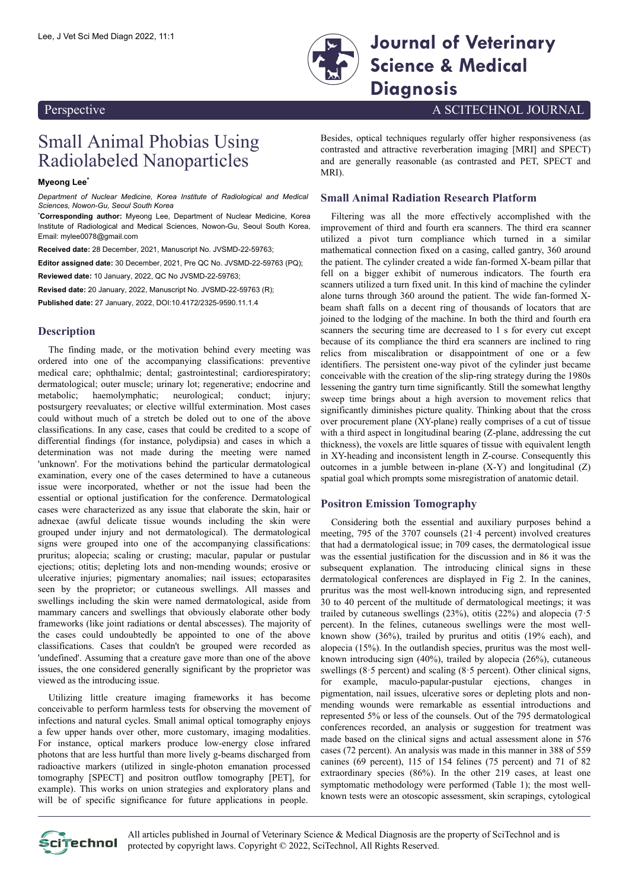Perspective

A SCITECHNOL JOURNAL

# Small Animal Phobias Using Radiolabeled Nanoparticles

**Myeong Lee***

*Department of Nuclear Medicine, Korea Institute of Radiological and Medical Sciences, Nowon-Gu, Seoul South Korea*

***Corresponding author:** Myeong Lee, Department of Nuclear Medicine, Korea Institute of Radiological and Medical Sciences, Nowon-Gu, Seoul South Korea, Email: mylee0078@gmail.com

**Received date:** 28 December, 2021, Manuscript No. JVSMD-22-59763;

**Editor assigned date:** 30 December, 2021, Pre QC No. JVSMD-22-59763 (PQ);

**Reviewed date:** 10 January, 2022, QC No JVSMD-22-59763;

**Revised date:** 20 January, 2022, Manuscript No. JVSMD-22-59763 (R);

**Published date:** 27 January, 2022, DOI:10.4172/2325-9590.11.1.4

## Description

The finding made, or the motivation behind every meeting was ordered into one of the accompanying classifications: preventive medical care; ophthalmic; dental; gastrointestinal; cardiorespiratory; dermatological; outer muscle; urinary lot; regenerative; endocrine and metabolic; haemolymphatic; neurological; conduct; injury; postsurgery reevaluates; or elective willful extermination. Most cases could without much of a stretch be doled out to one of the above classifications. In any case, cases that could be credited to a scope of differential findings (for instance, polydipsia) and cases in which a determination was not made during the meeting were named 'unknown'. For the motivations behind the particular dermatological examination, every one of the cases determined to have a cutaneous issue were incorporated, whether or not the issue had been the essential or optional justification for the conference. Dermatological cases were characterized as any issue that elaborate the skin, hair or adnexae (awful delicate tissue wounds including the skin were grouped under injury and not dermatological). The dermatological signs were grouped into one of the accompanying classifications: pruritus; alopecia; scaling or crusting; macular, papular or pustular ejections; otitis; depleting lots and non-mending wounds; erosive or ulcerative injuries; pigmentary anomalies; nail issues; ectoparasites seen by the proprietor; or cutaneous swellings. All masses and swellings including the skin were named dermatological, aside from mammary cancers and swellings that obviously elaborate other body frameworks (like joint radiations or dental abscesses). The majority of the cases could undoubtedly be appointed to one of the above classifications. Cases that couldn't be grouped were recorded as 'undefined'. Assuming that a creature gave more than one of the above issues, the one considered generally significant by the proprietor was viewed as the introducing issue.

Utilizing little creature imaging frameworks it has become conceivable to perform harmless tests for observing the movement of infections and natural cycles. Small animal optical tomography enjoys a few upper hands over other, more customary, imaging modalities. For instance, optical markers produce low-energy close infrared photons that are less hurtful than more lively g-beams discharged from radioactive markers (utilized in single-photon emanation processed tomography [SPECT] and positron outflow tomography [PET], for example). This works on union strategies and exploratory plans and will be of specific significance for future applications in people. Besides, optical techniques regularly offer higher responsiveness (as contrasted and attractive reverberation imaging [MRI] and SPECT) and are generally reasonable (as contrasted and PET, SPECT and MRI).

## Small Animal Radiation Research Platform

Filtering was all the more effectively accomplished with the improvement of third and fourth era scanners. The third era scanner utilized a pivot turn compliance which turned in a similar mathematical connection fixed on a casing, called gantry, 360 around the patient. The cylinder created a wide fan-formed X-beam pillar that fell on a bigger exhibit of numerous indicators. The fourth era scanners utilized a turn fixed unit. In this kind of machine the cylinder alone turns through 360 around the patient. The wide fan-formed X-beam shaft falls on a decent ring of thousands of locators that are joined to the lodging of the machine. In both the third and fourth era scanners the securing time are decreased to 1 s for every cut except because of its compliance the third era scanners are inclined to ring relics from miscalibration or disappointment of one or a few identifiers. The persistent one-way pivot of the cylinder just became conceivable with the creation of the slip-ring strategy during the 1980s lessening the gantry turn time significantly. Still the somewhat lengthy sweep time brings about a high aversion to movement relics that significantly diminishes picture quality. Thinking about that the cross over procurement plane (XY-plane) really comprises of a cut of tissue with a third aspect in longitudinal bearing (Z-plane, addressing the cut thickness), the voxels are little squares of tissue with equivalent length in XY-heading and inconsistent length in Z-course. Consequently this outcomes in a jumble between in-plane (X-Y) and longitudinal (Z) spatial goal which prompts some misregistration of anatomic detail.

## Positron Emission Tomography

Considering both the essential and auxiliary purposes behind a meeting, 795 of the 3707 counsels (21·4 percent) involved creatures that had a dermatological issue; in 709 cases, the dermatological issue was the essential justification for the discussion and in 86 it was the subsequent explanation. The introducing clinical signs in these dermatological conferences are displayed in Fig 2. In the canines, pruritus was the most well-known introducing sign, and represented 30 to 40 percent of the multitude of dermatological meetings; it was trailed by cutaneous swellings (23%), otitis (22%) and alopecia (7·5 percent). In the felines, cutaneous swellings were the most well-known show (36%), trailed by pruritus and otitis (19% each), and alopecia (15%). In the outlandish species, pruritus was the most well-known introducing sign (40%), trailed by alopecia (26%), cutaneous swellings (8·5 percent) and scaling (8·5 percent). Other clinical signs, for example, maculo-papular-pustular ejections, changes in pigmentation, nail issues, ulcerative sores or depleting plots and non-mending wounds were remarkable as essential introductions and represented 5% or less of the counsels. Out of the 795 dermatological conferences recorded, an analysis or suggestion for treatment was made based on the clinical signs and actual assessment alone in 576 cases (72 percent). An analysis was made in this manner in 388 of 559 canines (69 percent), 115 of 154 felines (75 percent) and 71 of 82 extraordinary species (86%). In the other 219 cases, at least one symptomatic methodology were performed (Table 1); the most well-known tests were an otoscopic assessment, skin scrapings, cytological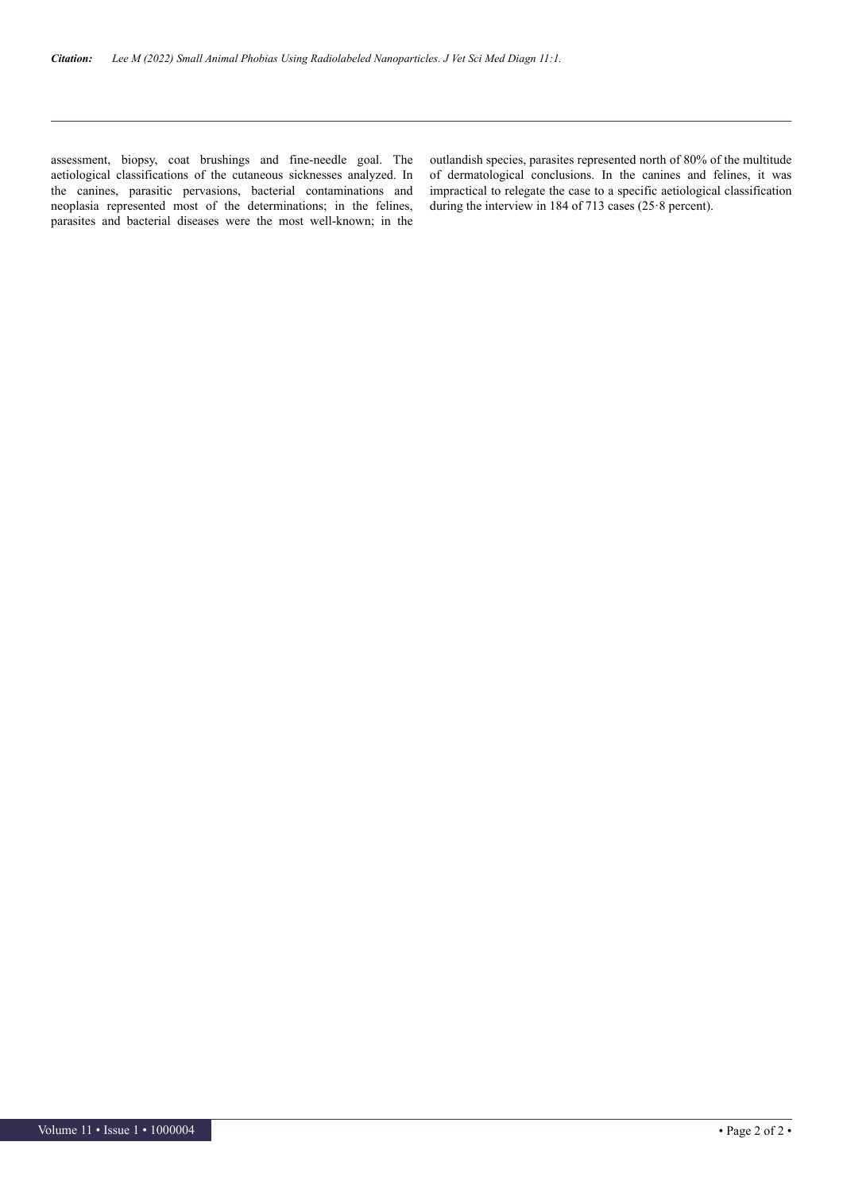assessment, biopsy, coat brushings and fine-needle goal. The aetiological classifications of the cutaneous sicknesses analyzed. In the canines, parasitic pervasions, bacterial contaminations and neoplasia represented most of the determinations; in the felines, parasites and bacterial diseases were the most well-known; in the outlandish species, parasites represented north of 80% of the multitude of dermatological conclusions. In the canines and felines, it was impractical to relegate the case to a specific aetiological classification during the interview in 184 of 713 cases (25·8 percent).